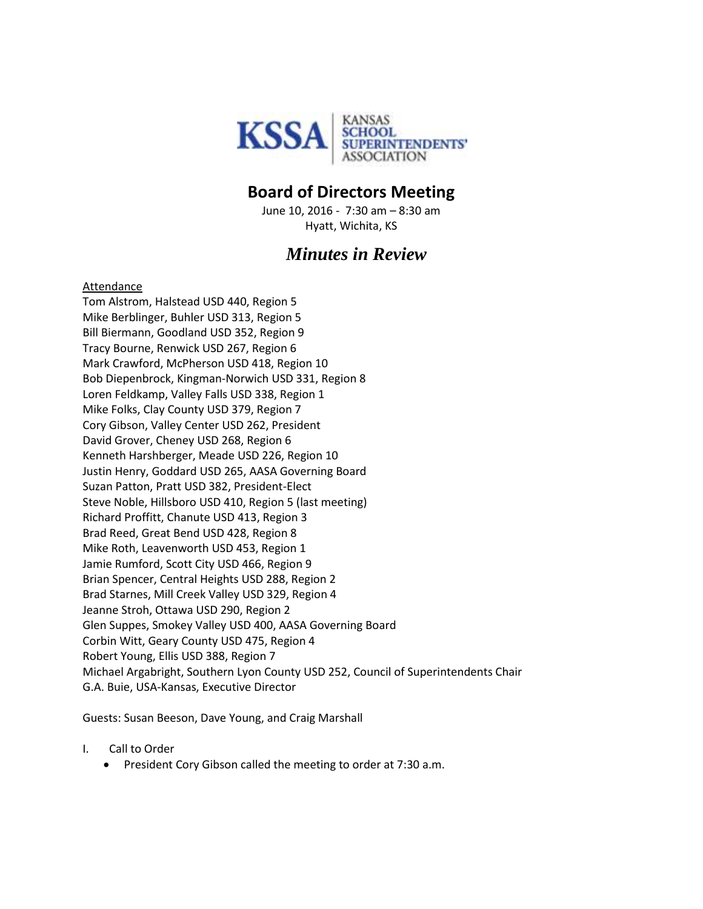KSSA | KANSAS SCHOOL SUPERINTENDENTS' ASSOCIATION

# Board of Directors Meeting

June 10, 2016 - 7:30 am – 8:30 am
Hyatt, Wichita, KS

## *Minutes in Review*

Attendance

Tom Alstrom, Halstead USD 440, Region 5
Mike Berblinger, Buhler USD 313, Region 5
Bill Biermann, Goodland USD 352, Region 9
Tracy Bourne, Renwick USD 267, Region 6
Mark Crawford, McPherson USD 418, Region 10
Bob Diepenbrock, Kingman-Norwich USD 331, Region 8
Loren Feldkamp, Valley Falls USD 338, Region 1
Mike Folks, Clay County USD 379, Region 7
Cory Gibson, Valley Center USD 262, President
David Grover, Cheney USD 268, Region 6
Kenneth Harshberger, Meade USD 226, Region 10
Justin Henry, Goddard USD 265, AASA Governing Board
Suzan Patton, Pratt USD 382, President-Elect
Steve Noble, Hillsboro USD 410, Region 5 (last meeting)
Richard Proffitt, Chanute USD 413, Region 3
Brad Reed, Great Bend USD 428, Region 8
Mike Roth, Leavenworth USD 453, Region 1
Jamie Rumford, Scott City USD 466, Region 9
Brian Spencer, Central Heights USD 288, Region 2
Brad Starnes, Mill Creek Valley USD 329, Region 4
Jeanne Stroh, Ottawa USD 290, Region 2
Glen Suppes, Smokey Valley USD 400, AASA Governing Board
Corbin Witt, Geary County USD 475, Region 4
Robert Young, Ellis USD 388, Region 7
Michael Argabright, Southern Lyon County USD 252, Council of Superintendents Chair
G.A. Buie, USA-Kansas, Executive Director

Guests: Susan Beeson, Dave Young, and Craig Marshall

I. Call to Order
   - President Cory Gibson called the meeting to order at 7:30 a.m.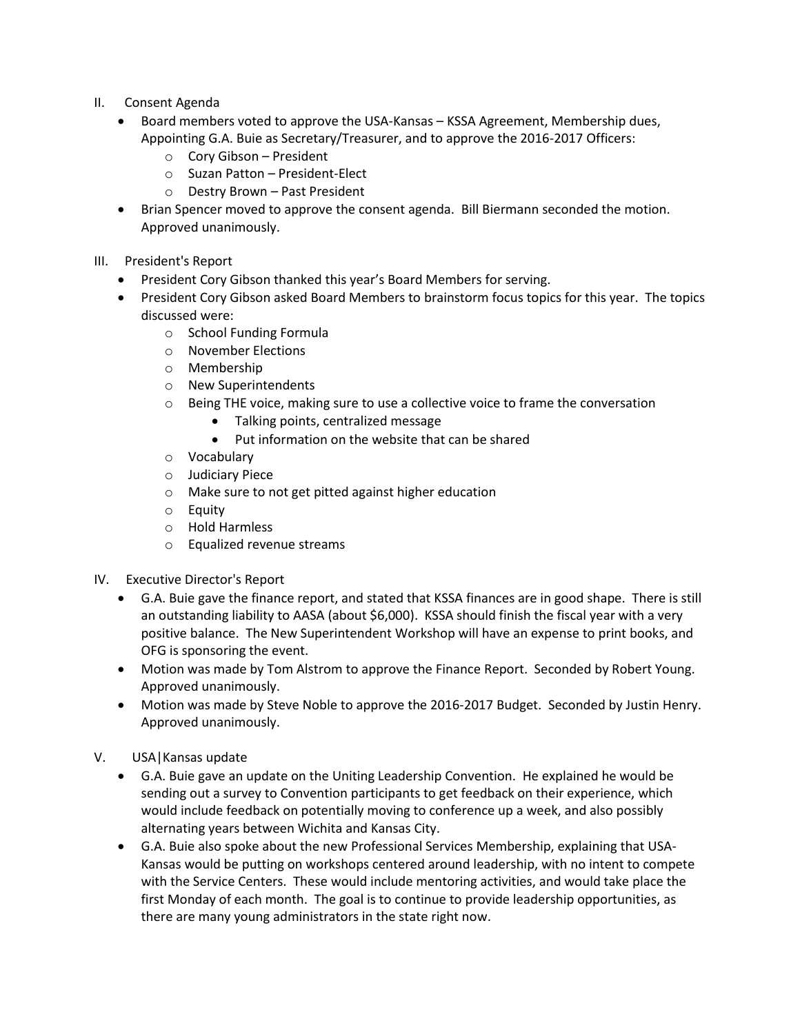II. Consent Agenda

- Board members voted to approve the USA-Kansas – KSSA Agreement, Membership dues, Appointing G.A. Buie as Secretary/Treasurer, and to approve the 2016-2017 Officers:
  - Cory Gibson – President
  - Suzan Patton – President-Elect
  - Destry Brown – Past President
- Brian Spencer moved to approve the consent agenda. Bill Biermann seconded the motion. Approved unanimously.

III. President's Report

- President Cory Gibson thanked this year's Board Members for serving.
- President Cory Gibson asked Board Members to brainstorm focus topics for this year. The topics discussed were:
  - School Funding Formula
  - November Elections
  - Membership
  - New Superintendents
  - Being THE voice, making sure to use a collective voice to frame the conversation
    - Talking points, centralized message
    - Put information on the website that can be shared
  - Vocabulary
  - Judiciary Piece
  - Make sure to not get pitted against higher education
  - Equity
  - Hold Harmless
  - Equalized revenue streams

IV. Executive Director's Report

- G.A. Buie gave the finance report, and stated that KSSA finances are in good shape. There is still an outstanding liability to AASA (about $6,000). KSSA should finish the fiscal year with a very positive balance. The New Superintendent Workshop will have an expense to print books, and OFG is sponsoring the event.
- Motion was made by Tom Alstrom to approve the Finance Report. Seconded by Robert Young. Approved unanimously.
- Motion was made by Steve Noble to approve the 2016-2017 Budget. Seconded by Justin Henry. Approved unanimously.

V. USA|Kansas update

- G.A. Buie gave an update on the Uniting Leadership Convention. He explained he would be sending out a survey to Convention participants to get feedback on their experience, which would include feedback on potentially moving to conference up a week, and also possibly alternating years between Wichita and Kansas City.
- G.A. Buie also spoke about the new Professional Services Membership, explaining that USA-Kansas would be putting on workshops centered around leadership, with no intent to compete with the Service Centers. These would include mentoring activities, and would take place the first Monday of each month. The goal is to continue to provide leadership opportunities, as there are many young administrators in the state right now.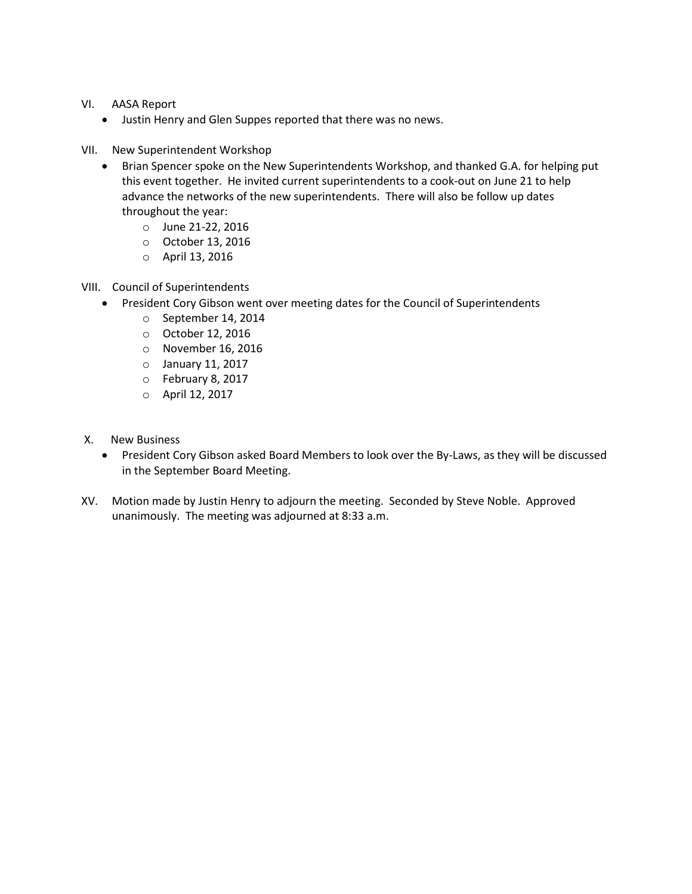VI. AASA Report

- Justin Henry and Glen Suppes reported that there was no news.

VII. New Superintendent Workshop

- Brian Spencer spoke on the New Superintendents Workshop, and thanked G.A. for helping put this event together. He invited current superintendents to a cook-out on June 21 to help advance the networks of the new superintendents. There will also be follow up dates throughout the year:
  - June 21-22, 2016
  - October 13, 2016
  - April 13, 2016

VIII. Council of Superintendents

- President Cory Gibson went over meeting dates for the Council of Superintendents
  - September 14, 2014
  - October 12, 2016
  - November 16, 2016
  - January 11, 2017
  - February 8, 2017
  - April 12, 2017

X. New Business

- President Cory Gibson asked Board Members to look over the By-Laws, as they will be discussed in the September Board Meeting.

XV. Motion made by Justin Henry to adjourn the meeting. Seconded by Steve Noble. Approved unanimously. The meeting was adjourned at 8:33 a.m.